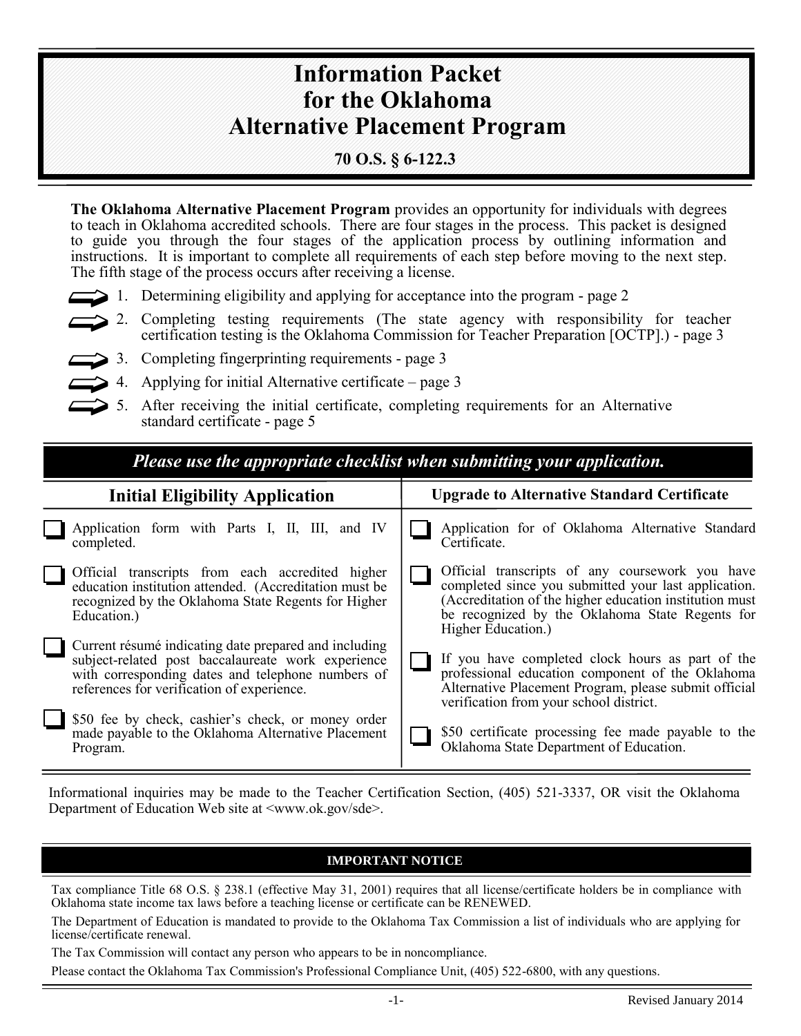# Information Packet for the Oklahoma Alternative Placement Program

**70 O.S. § 6-122.3**

**The Oklahoma Alternative Placement Program** provides an opportunity for individuals with degrees to teach in Oklahoma accredited schools. There are four stages in the process. This packet is designed to guide you through the four stages of the application process by outlining information and instructions. It is important to complete all requirements of each step before moving to the next step. The fifth stage of the process occurs after receiving a license.

1. Determining eligibility and applying for acceptance into the program - page 2
2. Completing testing requirements (The state agency with responsibility for teacher certification testing is the Oklahoma Commission for Teacher Preparation [OCTP].) - page 3
3. Completing fingerprinting requirements - page 3
4. Applying for initial Alternative certificate – page 3
5. After receiving the initial certificate, completing requirements for an Alternative standard certificate - page 5

***Please use the appropriate checklist when submitting your application.***

| Initial Eligibility Application | Upgrade to Alternative Standard Certificate |
|---|---|
| ☐ Application form with Parts I, II, III, and IV completed. | ☐ Application for of Oklahoma Alternative Standard Certificate. |
| ☐ Official transcripts from each accredited higher education institution attended. (Accreditation must be recognized by the Oklahoma State Regents for Higher Education.) | ☐ Official transcripts of any coursework you have completed since you submitted your last application. (Accreditation of the higher education institution must be recognized by the Oklahoma State Regents for Higher Education.) |
| ☐ Current résumé indicating date prepared and including subject-related post baccalaureate work experience with corresponding dates and telephone numbers of references for verification of experience. | ☐ If you have completed clock hours as part of the professional education component of the Oklahoma Alternative Placement Program, please submit official verification from your school district. |
| ☐ $50 fee by check, cashier's check, or money order made payable to the Oklahoma Alternative Placement Program. | ☐ $50 certificate processing fee made payable to the Oklahoma State Department of Education. |

Informational inquiries may be made to the Teacher Certification Section, (405) 521-3337, OR visit the Oklahoma Department of Education Web site at <www.ok.gov/sde>.

**IMPORTANT NOTICE**

Tax compliance Title 68 O.S. § 238.1 (effective May 31, 2001) requires that all license/certificate holders be in compliance with Oklahoma state income tax laws before a teaching license or certificate can be RENEWED.

The Department of Education is mandated to provide to the Oklahoma Tax Commission a list of individuals who are applying for license/certificate renewal.

The Tax Commission will contact any person who appears to be in noncompliance.

Please contact the Oklahoma Tax Commission's Professional Compliance Unit, (405) 522-6800, with any questions.

Revised January 2014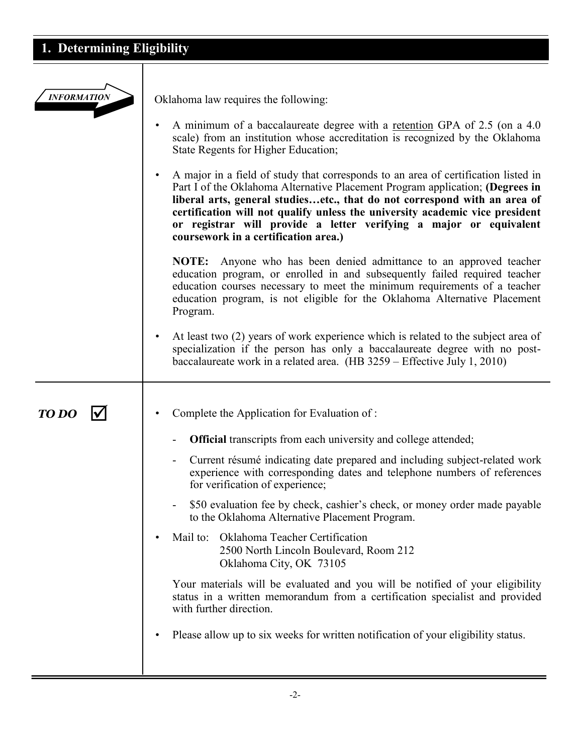## 1. Determining Eligibility

***INFORMATION***

Oklahoma law requires the following:

- A minimum of a baccalaureate degree with a retention GPA of 2.5 (on a 4.0 scale) from an institution whose accreditation is recognized by the Oklahoma State Regents for Higher Education;

- A major in a field of study that corresponds to an area of certification listed in Part I of the Oklahoma Alternative Placement Program application; **(Degrees in liberal arts, general studies…etc., that do not correspond with an area of certification will not qualify unless the university academic vice president or registrar will provide a letter verifying a major or equivalent coursework in a certification area.)**

  **NOTE:** Anyone who has been denied admittance to an approved teacher education program, or enrolled in and subsequently failed required teacher education courses necessary to meet the minimum requirements of a teacher education program, is not eligible for the Oklahoma Alternative Placement Program.

- At least two (2) years of work experience which is related to the subject area of specialization if the person has only a baccalaureate degree with no post-baccalaureate work in a related area. (HB 3259 – Effective July 1, 2010)

***TO DO*** ☑

- Complete the Application for Evaluation of :
  - **Official** transcripts from each university and college attended;
  - Current résumé indicating date prepared and including subject-related work experience with corresponding dates and telephone numbers of references for verification of experience;
  - $50 evaluation fee by check, cashier's check, or money order made payable to the Oklahoma Alternative Placement Program.

- Mail to: Oklahoma Teacher Certification
  2500 North Lincoln Boulevard, Room 212
  Oklahoma City, OK 73105

  Your materials will be evaluated and you will be notified of your eligibility status in a written memorandum from a certification specialist and provided with further direction.

- Please allow up to six weeks for written notification of your eligibility status.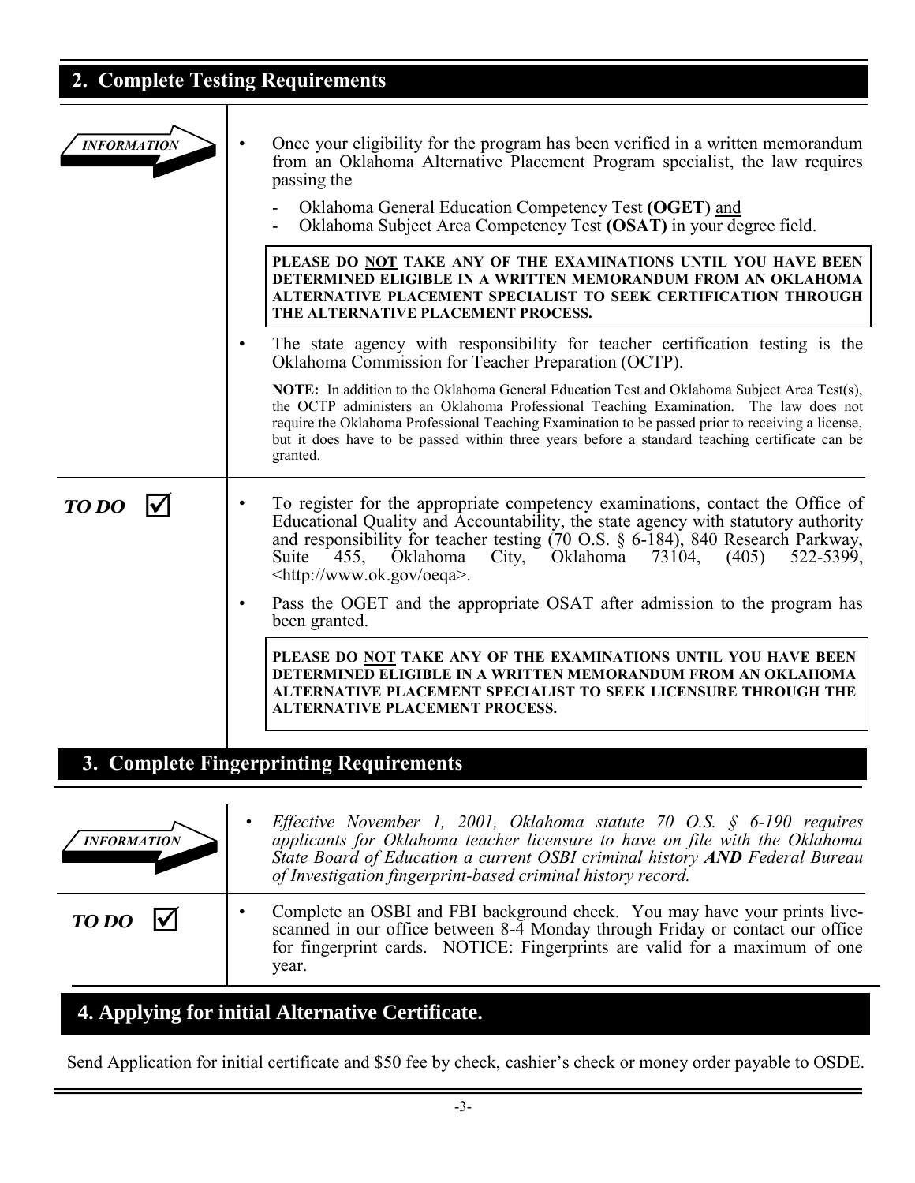## 2. Complete Testing Requirements

**INFORMATION**

- Once your eligibility for the program has been verified in a written memorandum from an Oklahoma Alternative Placement Program specialist, the law requires passing the
  - Oklahoma General Education Competency Test **(OGET)** <u>and</u>
  - Oklahoma Subject Area Competency Test **(OSAT)** in your degree field.

> **PLEASE DO <u>NOT</u> TAKE ANY OF THE EXAMINATIONS UNTIL YOU HAVE BEEN DETERMINED ELIGIBLE IN A WRITTEN MEMORANDUM FROM AN OKLAHOMA ALTERNATIVE PLACEMENT SPECIALIST TO SEEK CERTIFICATION THROUGH THE ALTERNATIVE PLACEMENT PROCESS.**

- The state agency with responsibility for teacher certification testing is the Oklahoma Commission for Teacher Preparation (OCTP).

  **NOTE:** In addition to the Oklahoma General Education Test and Oklahoma Subject Area Test(s), the OCTP administers an Oklahoma Professional Teaching Examination. The law does not require the Oklahoma Professional Teaching Examination to be passed prior to receiving a license, but it does have to be passed within three years before a standard teaching certificate can be granted.

**TO DO** ☑

- To register for the appropriate competency examinations, contact the Office of Educational Quality and Accountability, the state agency with statutory authority and responsibility for teacher testing (70 O.S. § 6-184), 840 Research Parkway, Suite 455, Oklahoma City, Oklahoma 73104, (405) 522-5399, <http://www.ok.gov/oeqa>.
- Pass the OGET and the appropriate OSAT after admission to the program has been granted.

> **PLEASE DO <u>NOT</u> TAKE ANY OF THE EXAMINATIONS UNTIL YOU HAVE BEEN DETERMINED ELIGIBLE IN A WRITTEN MEMORANDUM FROM AN OKLAHOMA ALTERNATIVE PLACEMENT SPECIALIST TO SEEK LICENSURE THROUGH THE ALTERNATIVE PLACEMENT PROCESS.**

## 3. Complete Fingerprinting Requirements

**INFORMATION**

- *Effective November 1, 2001, Oklahoma statute 70 O.S. § 6-190 requires applicants for Oklahoma teacher licensure to have on file with the Oklahoma State Board of Education a current OSBI criminal history **AND** Federal Bureau of Investigation fingerprint-based criminal history record.*

**TO DO** ☑

- Complete an OSBI and FBI background check. You may have your prints live-scanned in our office between 8-4 Monday through Friday or contact our office for fingerprint cards. NOTICE: Fingerprints are valid for a maximum of one year.

## 4. Applying for initial Alternative Certificate.

Send Application for initial certificate and $50 fee by check, cashier's check or money order payable to OSDE.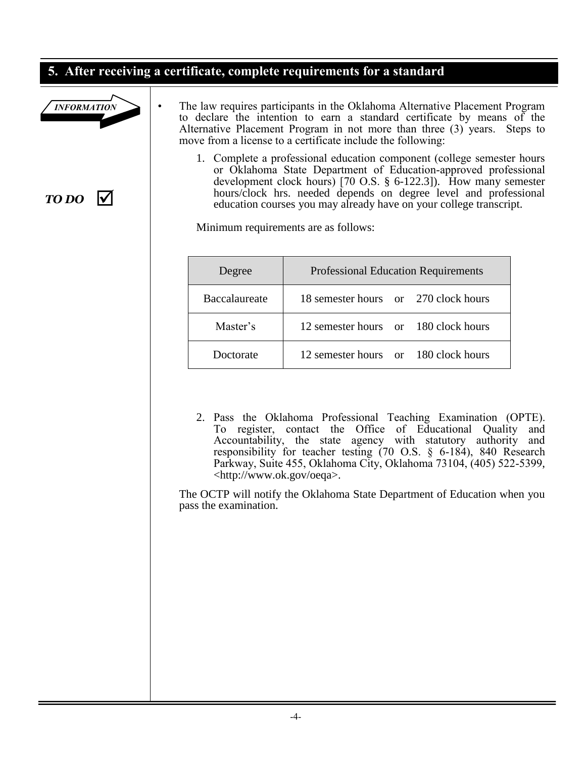## 5. After receiving a certificate, complete requirements for a standard

*INFORMATION*

- The law requires participants in the Oklahoma Alternative Placement Program to declare the intention to earn a standard certificate by means of the Alternative Placement Program in not more than three (3) years. Steps to move from a license to a certificate include the following:

***TO DO*** ☑

1. Complete a professional education component (college semester hours or Oklahoma State Department of Education-approved professional development clock hours) [70 O.S. § 6-122.3]). How many semester hours/clock hrs. needed depends on degree level and professional education courses you may already have on your college transcript.

   Minimum requirements are as follows:

   | Degree | Professional Education Requirements |
   | --- | --- |
   | Baccalaureate | 18 semester hours or 270 clock hours |
   | Master's | 12 semester hours or 180 clock hours |
   | Doctorate | 12 semester hours or 180 clock hours |

2. Pass the Oklahoma Professional Teaching Examination (OPTE). To register, contact the Office of Educational Quality and Accountability, the state agency with statutory authority and responsibility for teacher testing (70 O.S. § 6-184), 840 Research Parkway, Suite 455, Oklahoma City, Oklahoma 73104, (405) 522-5399, <http://www.ok.gov/oeqa>.

The OCTP will notify the Oklahoma State Department of Education when you pass the examination.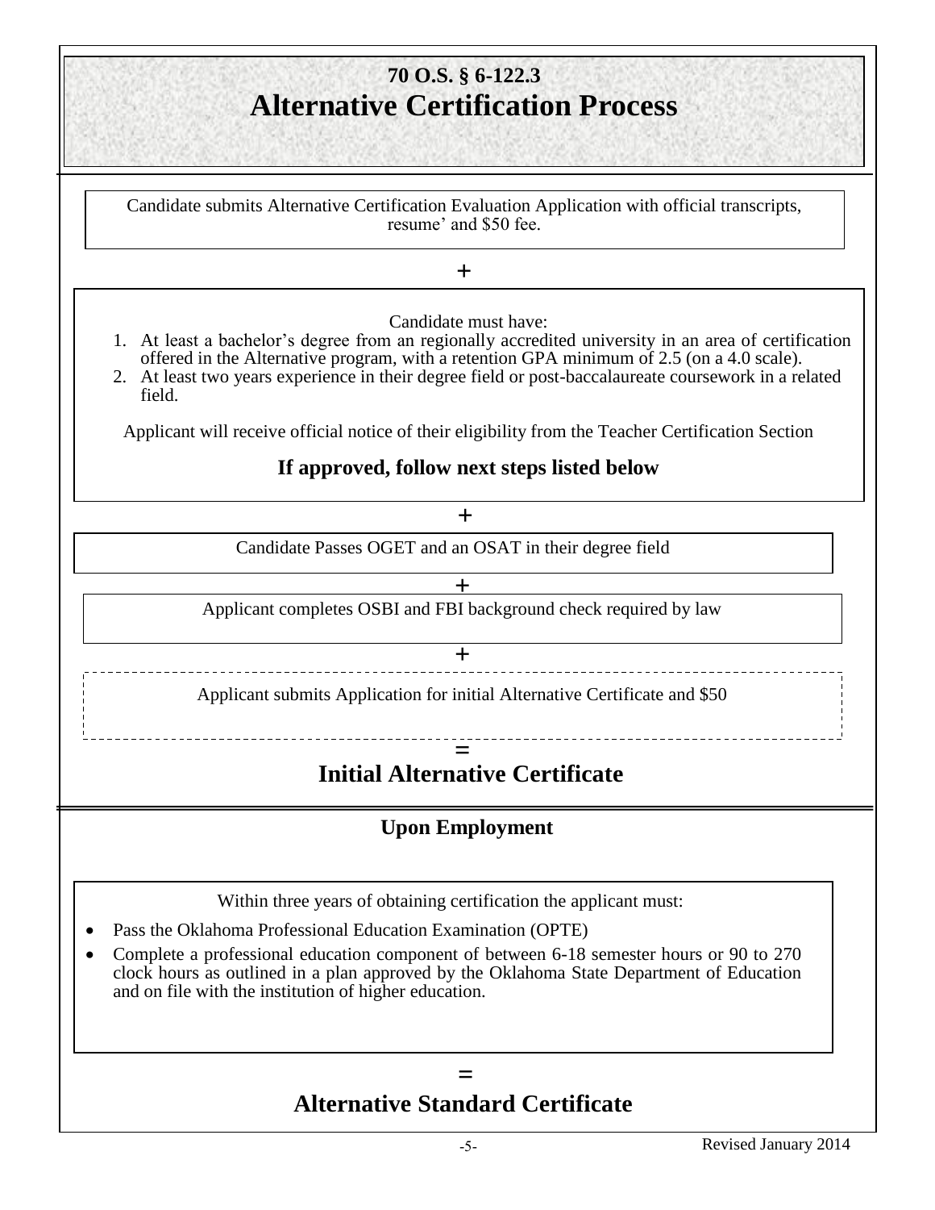# 70 O.S. § 6-122.3

# Alternative Certification Process

Candidate submits Alternative Certification Evaluation Application with official transcripts, resume' and $50 fee.

+

Candidate must have:

1. At least a bachelor's degree from an regionally accredited university in an area of certification offered in the Alternative program, with a retention GPA minimum of 2.5 (on a 4.0 scale).
2. At least two years experience in their degree field or post-baccalaureate coursework in a related field.

Applicant will receive official notice of their eligibility from the Teacher Certification Section

**If approved, follow next steps listed below**

+

Candidate Passes OGET and an OSAT in their degree field

+

Applicant completes OSBI and FBI background check required by law

+

Applicant submits Application for initial Alternative Certificate and $50

=

## Initial Alternative Certificate

### Upon Employment

Within three years of obtaining certification the applicant must:

- Pass the Oklahoma Professional Education Examination (OPTE)
- Complete a professional education component of between 6-18 semester hours or 90 to 270 clock hours as outlined in a plan approved by the Oklahoma State Department of Education and on file with the institution of higher education.

=

## Alternative Standard Certificate

Revised January 2014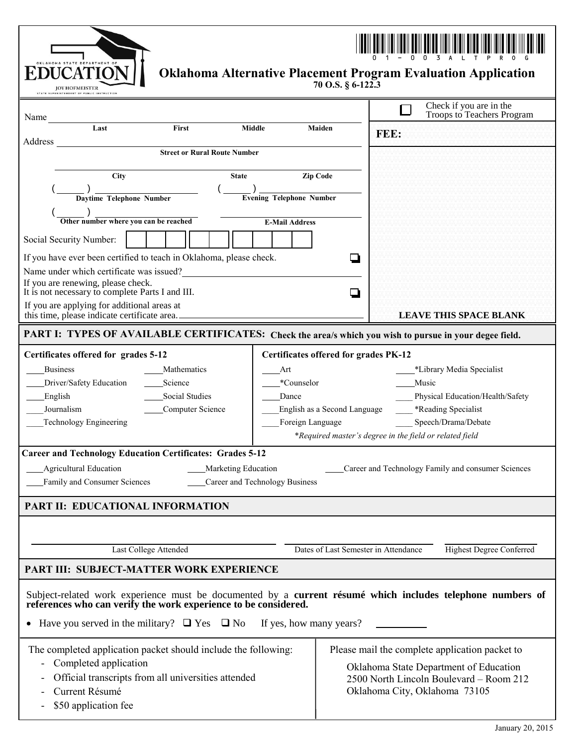OKLAHOMA STATE DEPARTMENT OF EDUCATION
JOY HOFMEISTER
STATE SUPERINTENDENT OF PUBLIC INSTRUCTION

0 1 - 0 0 3 A L T P R O G

# Oklahoma Alternative Placement Program Evaluation Application

**70 O.S. § 6-122.3**

☐ Check if you are in the Troops to Teachers Program

**FEE:**

**LEAVE THIS SPACE BLANK**

Name ____________________________________________
**Last** **First** **Middle** **Maiden**

Address ____________________________________________
**Street or Rural Route Number**

____________________________________________
**City** **State** **Zip Code**

( ) ____________________ **Daytime Telephone Number**

( ) ____________________ **Evening Telephone Number**

( ) ____________________ **Other number where you can be reached**

____________________ **E-Mail Address**

Social Security Number: ☐☐☐-☐☐-☐☐☐☐

If you have ever been certified to teach in Oklahoma, please check. ☐

Name under which certificate was issued? ____________________

If you are renewing, please check.
It is not necessary to complete Parts I and III. ☐

If you are applying for additional areas at this time, please indicate certificate area. ____________________

## PART I: TYPES OF AVAILABLE CERTIFICATES: Check the area/s which you wish to pursue in your degee field.

**Certificates offered for grades 5-12**

- ____Business
- ____Driver/Safety Education
- ____English
- ____Journalism
- ____Technology Engineering
- ____Mathematics
- ____Science
- ____Social Studies
- ____Computer Science

**Certificates offered for grades PK-12**

- ____Art
- ____*Counselor
- ____Dance
- ____English as a Second Language
- ____Foreign Language
- ____*Library Media Specialist
- ____Music
- ____Physical Education/Health/Safety
- ____*Reading Specialist
- ____Speech/Drama/Debate

*\*Required master's degree in the field or related field*

**Career and Technology Education Certificates: Grades 5-12**

- ____Agricultural Education
- ____Family and Consumer Sciences
- ____Marketing Education
- ____Career and Technology Business
- ____Career and Technology Family and consumer Sciences

## PART II: EDUCATIONAL INFORMATION

| Last College Attended | Dates of Last Semester in Attendance | Highest Degree Conferred |
|---|---|---|
| | | |

## PART III: SUBJECT-MATTER WORK EXPERIENCE

Subject-related work experience must be documented by a **current résumé which includes telephone numbers of references who can verify the work experience to be considered.**

- Have you served in the military? ☐ Yes ☐ No If yes, how many years? ________

The completed application packet should include the following:

- Completed application
- Official transcripts from all universities attended
- Current Résumé
- $50 application fee

Please mail the complete application packet to

Oklahoma State Department of Education
2500 North Lincoln Boulevard – Room 212
Oklahoma City, Oklahoma 73105

January 20, 2015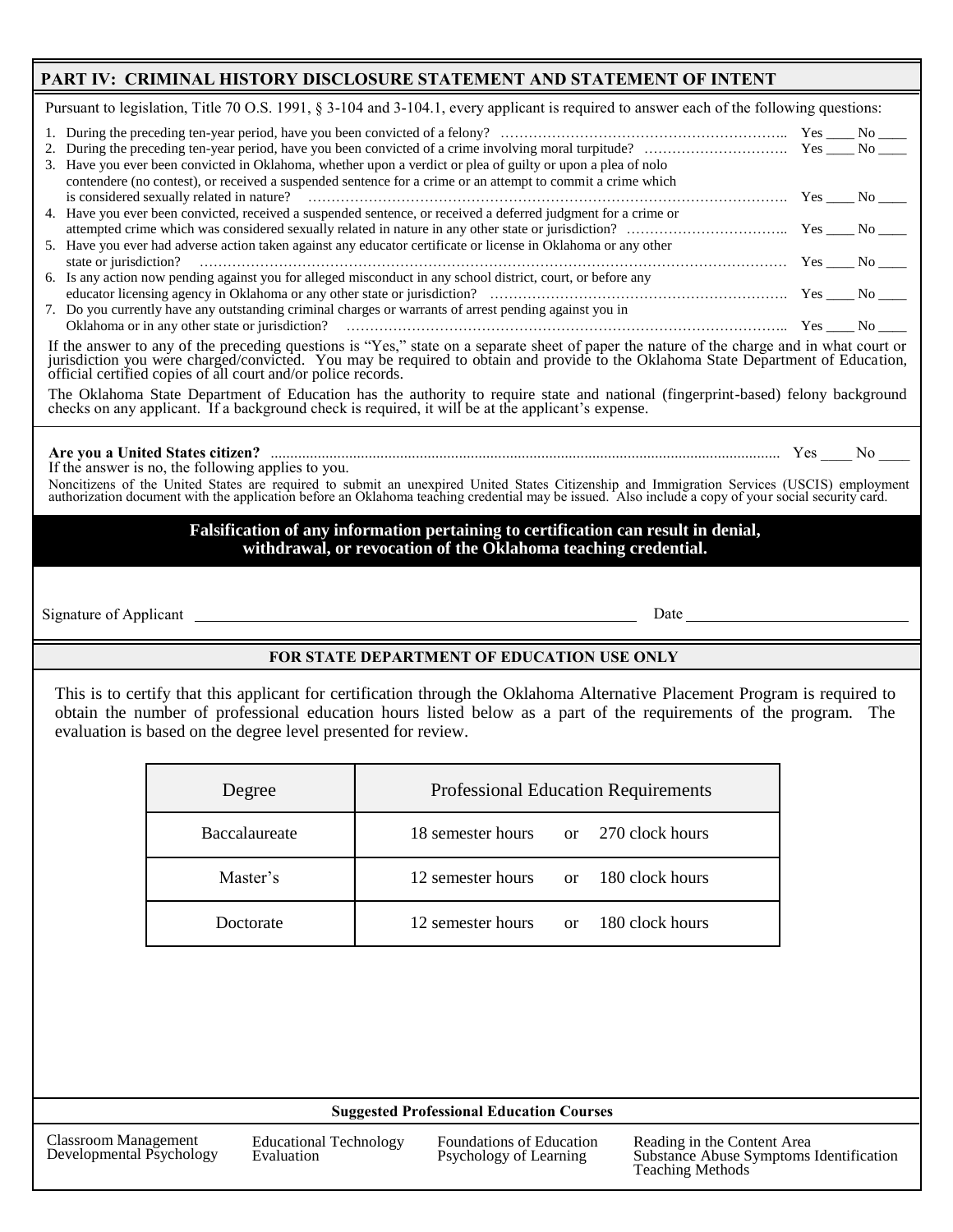## PART IV: CRIMINAL HISTORY DISCLOSURE STATEMENT AND STATEMENT OF INTENT

Pursuant to legislation, Title 70 O.S. 1991, § 3-104 and 3-104.1, every applicant is required to answer each of the following questions:

1. During the preceding ten-year period, have you been convicted of a felony? ………………………………………………………….. Yes ____ No ____
2. During the preceding ten-year period, have you been convicted of a crime involving moral turpitude? …………………………. Yes ____ No ____
3. Have you ever been convicted in Oklahoma, whether upon a verdict or plea of guilty or upon a plea of nolo contendere (no contest), or received a suspended sentence for a crime or an attempt to commit a crime which is considered sexually related in nature? ………………………………………………………………………………………. Yes ____ No ____
4. Have you ever been convicted, received a suspended sentence, or received a deferred judgment for a crime or attempted crime which was considered sexually related in nature in any other state or jurisdiction? …………………………….. Yes ____ No ____
5. Have you ever had adverse action taken against any educator certificate or license in Oklahoma or any other state or jurisdiction? ……………………………………………………………………………………………………………… Yes ____ No ____
6. Is any action now pending against you for alleged misconduct in any school district, court, or before any educator licensing agency in Oklahoma or any other state or jurisdiction? ………………………………………………………. Yes ____ No ____
7. Do you currently have any outstanding criminal charges or warrants of arrest pending against you in Oklahoma or in any other state or jurisdiction? …………………………………………………………………………………….. Yes ____ No ____

If the answer to any of the preceding questions is "Yes," state on a separate sheet of paper the nature of the charge and in what court or jurisdiction you were charged/convicted. You may be required to obtain and provide to the Oklahoma State Department of Education, official certified copies of all court and/or police records.

The Oklahoma State Department of Education has the authority to require state and national (fingerprint-based) felony background checks on any applicant. If a background check is required, it will be at the applicant's expense.

**Are you a United States citizen?** ........................................................................................................................... Yes ____ No ____

If the answer is no, the following applies to you.

Noncitizens of the United States are required to submit an unexpired United States Citizenship and Immigration Services (USCIS) employment authorization document with the application before an Oklahoma teaching credential may be issued. Also include a copy of your social security card.

**Falsification of any information pertaining to certification can result in denial, withdrawal, or revocation of the Oklahoma teaching credential.**

Signature of Applicant ______________________________ Date ______________

### FOR STATE DEPARTMENT OF EDUCATION USE ONLY

This is to certify that this applicant for certification through the Oklahoma Alternative Placement Program is required to obtain the number of professional education hours listed below as a part of the requirements of the program. The evaluation is based on the degree level presented for review.

| Degree | Professional Education Requirements |
|---|---|
| Baccalaureate | 18 semester hours or 270 clock hours |
| Master's | 12 semester hours or 180 clock hours |
| Doctorate | 12 semester hours or 180 clock hours |

### Suggested Professional Education Courses

- Classroom Management
- Developmental Psychology
- Educational Technology
- Evaluation
- Foundations of Education
- Psychology of Learning
- Reading in the Content Area
- Substance Abuse Symptoms Identification
- Teaching Methods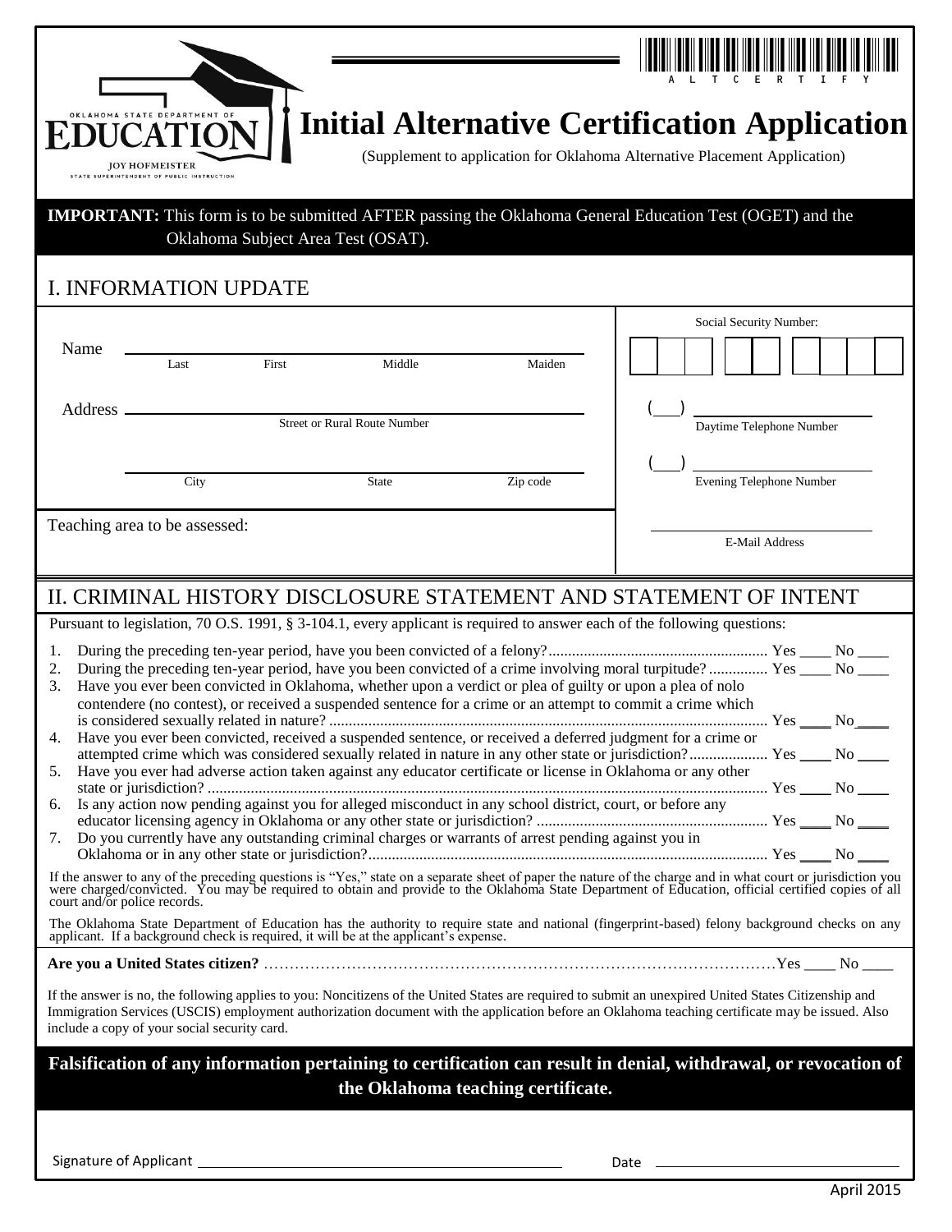OKLAHOMA STATE DEPARTMENT OF EDUCATION
JOY HOFMEISTER
STATE SUPERINTENDENT OF PUBLIC INSTRUCTION

A L T C E R T I F Y

# Initial Alternative Certification Application

(Supplement to application for Oklahoma Alternative Placement Application)

**IMPORTANT:** This form is to be submitted AFTER passing the Oklahoma General Education Test (OGET) and the Oklahoma Subject Area Test (OSAT).

## I. INFORMATION UPDATE

Name ______________________________________________
Last First Middle Maiden

Address ______________________________________________
Street or Rural Route Number

______________________________________________
City State Zip code

Social Security Number: [ ][ ][ ] [ ][ ] [ ][ ][ ][ ]

(___) ______________________
Daytime Telephone Number

(___) ______________________
Evening Telephone Number

Teaching area to be assessed:

______________________
E-Mail Address

## II. CRIMINAL HISTORY DISCLOSURE STATEMENT AND STATEMENT OF INTENT

Pursuant to legislation, 70 O.S. 1991, § 3-104.1, every applicant is required to answer each of the following questions:

1. During the preceding ten-year period, have you been convicted of a felony?........................................................ Yes ____ No ____
2. During the preceding ten-year period, have you been convicted of a crime involving moral turpitude? ............... Yes ____ No ____
3. Have you ever been convicted in Oklahoma, whether upon a verdict or plea of guilty or upon a plea of nolo contendere (no contest), or received a suspended sentence for a crime or an attempt to commit a crime which is considered sexually related in nature? ................................................................................................................ Yes ____ No ____
4. Have you ever been convicted, received a suspended sentence, or received a deferred judgment for a crime or attempted crime which was considered sexually related in nature in any other state or jurisdiction?.................... Yes ____ No ____
5. Have you ever had adverse action taken against any educator certificate or license in Oklahoma or any other state or jurisdiction? ............................................................................................................................... Yes ____ No ____
6. Is any action now pending against you for alleged misconduct in any school district, court, or before any educator licensing agency in Oklahoma or any other state or jurisdiction? ........................................................... Yes ____ No ____
7. Do you currently have any outstanding criminal charges or warrants of arrest pending against you in Oklahoma or in any other state or jurisdiction?..................................................................................................... Yes ____ No ____

If the answer to any of the preceding questions is "Yes," state on a separate sheet of paper the nature of the charge and in what court or jurisdiction you were charged/convicted. You may be required to obtain and provide to the Oklahoma State Department of Education, official certified copies of all court and/or police records.

The Oklahoma State Department of Education has the authority to require state and national (fingerprint-based) felony background checks on any applicant. If a background check is required, it will be at the applicant's expense.

**Are you a United States citizen?** ……………………………………………………………………………………………Yes ____ No ____

If the answer is no, the following applies to you: Noncitizens of the United States are required to submit an unexpired United States Citizenship and Immigration Services (USCIS) employment authorization document with the application before an Oklahoma teaching certificate may be issued. Also include a copy of your social security card.

**Falsification of any information pertaining to certification can result in denial, withdrawal, or revocation of the Oklahoma teaching certificate.**

Signature of Applicant ______________________________ Date ______________________

April 2015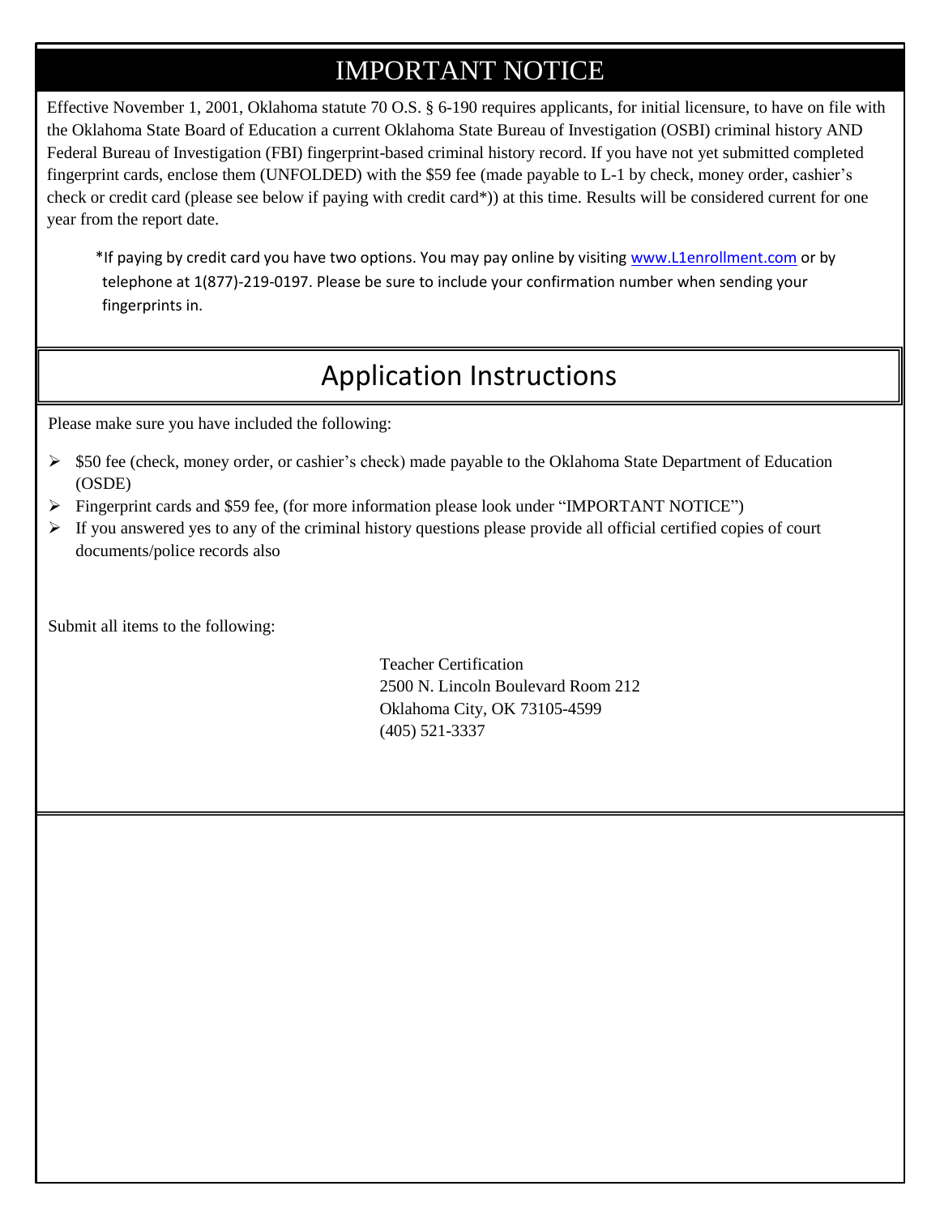## IMPORTANT NOTICE

Effective November 1, 2001, Oklahoma statute 70 O.S. § 6-190 requires applicants, for initial licensure, to have on file with the Oklahoma State Board of Education a current Oklahoma State Bureau of Investigation (OSBI) criminal history AND Federal Bureau of Investigation (FBI) fingerprint-based criminal history record. If you have not yet submitted completed fingerprint cards, enclose them (UNFOLDED) with the $59 fee (made payable to L-1 by check, money order, cashier's check or credit card (please see below if paying with credit card*)) at this time. Results will be considered current for one year from the report date.

*If paying by credit card you have two options. You may pay online by visiting www.L1enrollment.com or by telephone at 1(877)-219-0197. Please be sure to include your confirmation number when sending your fingerprints in.

## Application Instructions

Please make sure you have included the following:

- $50 fee (check, money order, or cashier's check) made payable to the Oklahoma State Department of Education (OSDE)
- Fingerprint cards and $59 fee, (for more information please look under "IMPORTANT NOTICE")
- If you answered yes to any of the criminal history questions please provide all official certified copies of court documents/police records also

Submit all items to the following:

Teacher Certification
2500 N. Lincoln Boulevard Room 212
Oklahoma City, OK 73105-4599
(405) 521-3337